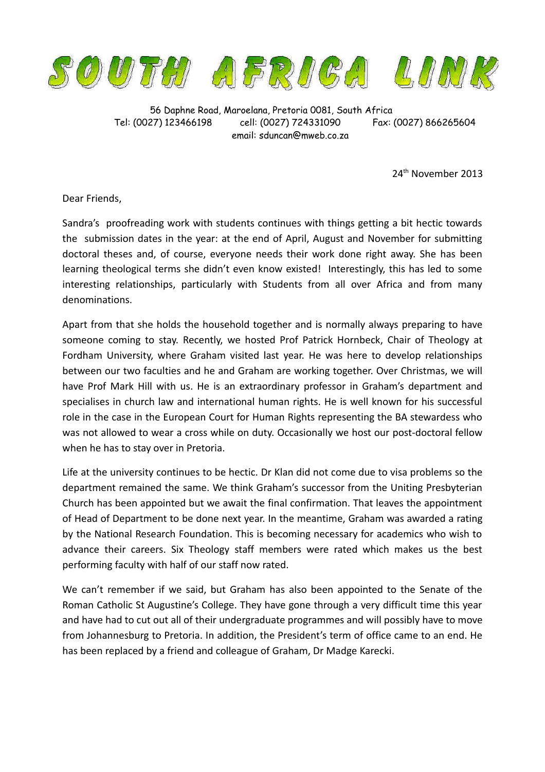# SOUTH AFRICA LINK

56 Daphne Road, Maroelana, Pretoria 0081, South Africa
Tel: (0027) 123466198 cell: (0027) 724331090 Fax: (0027) 866265604
email: sduncan@mweb.co.za

24th November 2013

Dear Friends,

Sandra's proofreading work with students continues with things getting a bit hectic towards the submission dates in the year: at the end of April, August and November for submitting doctoral theses and, of course, everyone needs their work done right away. She has been learning theological terms she didn't even know existed! Interestingly, this has led to some interesting relationships, particularly with Students from all over Africa and from many denominations.

Apart from that she holds the household together and is normally always preparing to have someone coming to stay. Recently, we hosted Prof Patrick Hornbeck, Chair of Theology at Fordham University, where Graham visited last year. He was here to develop relationships between our two faculties and he and Graham are working together. Over Christmas, we will have Prof Mark Hill with us. He is an extraordinary professor in Graham's department and specialises in church law and international human rights. He is well known for his successful role in the case in the European Court for Human Rights representing the BA stewardess who was not allowed to wear a cross while on duty. Occasionally we host our post-doctoral fellow when he has to stay over in Pretoria.

Life at the university continues to be hectic. Dr Klan did not come due to visa problems so the department remained the same. We think Graham's successor from the Uniting Presbyterian Church has been appointed but we await the final confirmation. That leaves the appointment of Head of Department to be done next year. In the meantime, Graham was awarded a rating by the National Research Foundation. This is becoming necessary for academics who wish to advance their careers. Six Theology staff members were rated which makes us the best performing faculty with half of our staff now rated.

We can't remember if we said, but Graham has also been appointed to the Senate of the Roman Catholic St Augustine's College. They have gone through a very difficult time this year and have had to cut out all of their undergraduate programmes and will possibly have to move from Johannesburg to Pretoria. In addition, the President's term of office came to an end. He has been replaced by a friend and colleague of Graham, Dr Madge Karecki.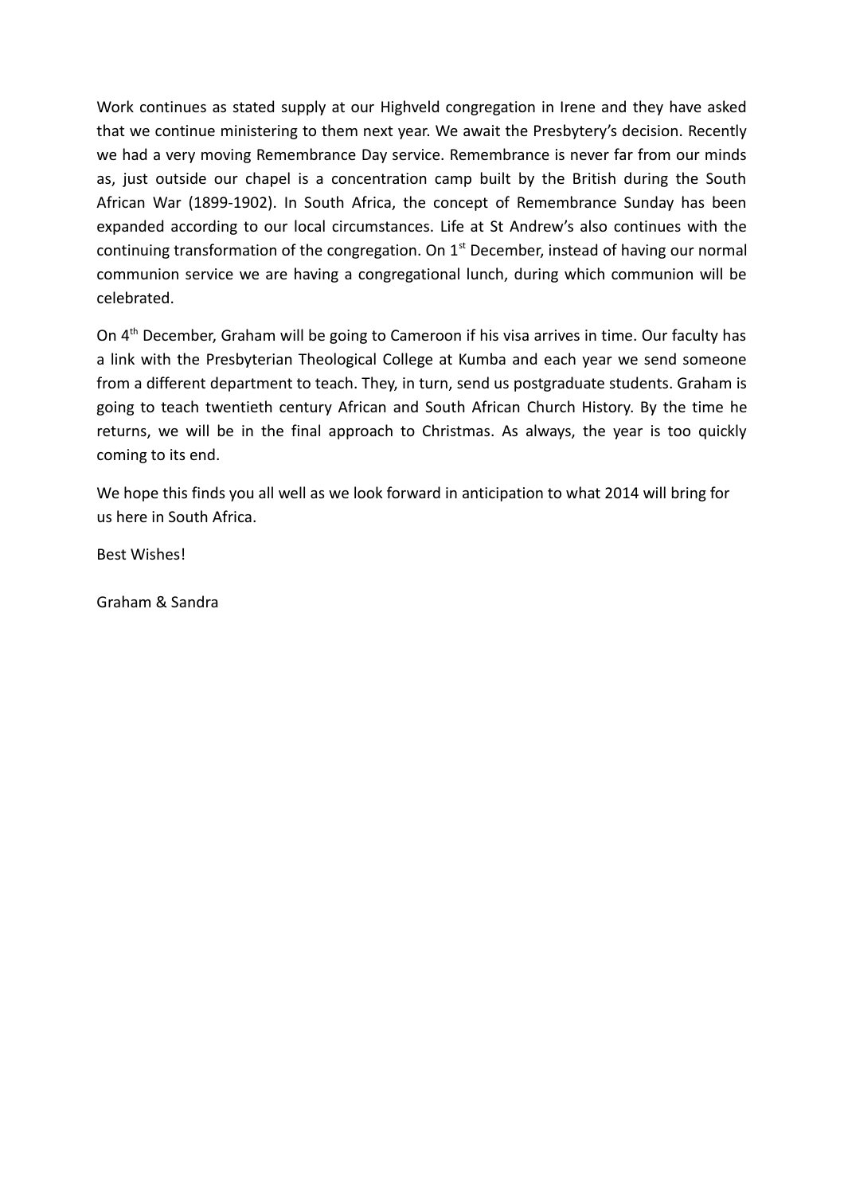Work continues as stated supply at our Highveld congregation in Irene and they have asked that we continue ministering to them next year. We await the Presbytery's decision. Recently we had a very moving Remembrance Day service. Remembrance is never far from our minds as, just outside our chapel is a concentration camp built by the British during the South African War (1899-1902). In South Africa, the concept of Remembrance Sunday has been expanded according to our local circumstances. Life at St Andrew's also continues with the continuing transformation of the congregation. On 1st December, instead of having our normal communion service we are having a congregational lunch, during which communion will be celebrated.

On 4th December, Graham will be going to Cameroon if his visa arrives in time. Our faculty has a link with the Presbyterian Theological College at Kumba and each year we send someone from a different department to teach. They, in turn, send us postgraduate students. Graham is going to teach twentieth century African and South African Church History. By the time he returns, we will be in the final approach to Christmas. As always, the year is too quickly coming to its end.

We hope this finds you all well as we look forward in anticipation to what 2014 will bring for us here in South Africa.

Best Wishes!

Graham & Sandra